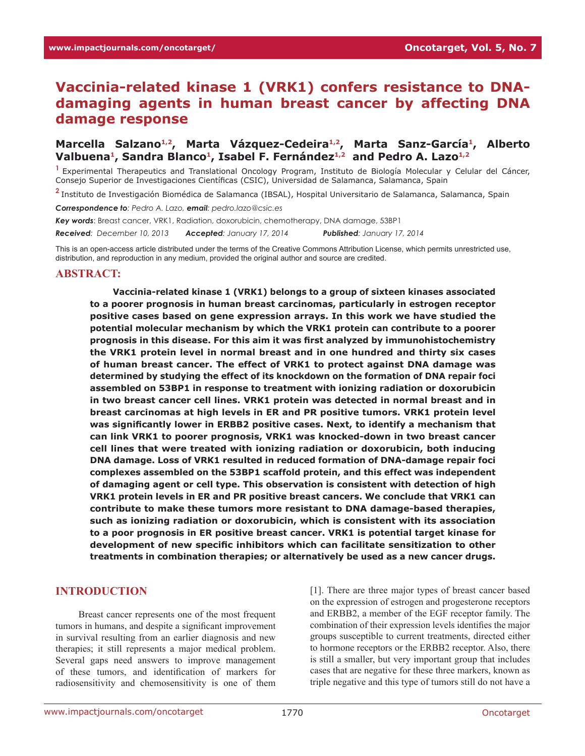# Vaccinia-related kinase 1 (VRK1) confers resistance to DNA-damaging agents in human breast cancer by affecting DNA damage response

**Marcella Salzano[1,2], Marta Vázquez-Cedeira[1,2], Marta Sanz-García[1], Alberto Valbuena[1], Sandra Blanco[1], Isabel F. Fernández[1,2] and Pedro A. Lazo[1,2]**

[1] Experimental Therapeutics and Translational Oncology Program, Instituto de Biología Molecular y Celular del Cáncer, Consejo Superior de Investigaciones Científicas (CSIC), Universidad de Salamanca, Salamanca, Spain

[2] Instituto de Investigación Biomédica de Salamanca (IBSAL), Hospital Universitario de Salamanca, Salamanca, Spain

***Correspondence to**: Pedro A. Lazo, **email**: pedro.lazo@csic.es*

***Key words***: Breast cancer, VRK1, Radiation, doxorubicin, chemotherapy, DNA damage, 53BP1

***Received**: December 10, 2013* ***Accepted**: January 17, 2014* ***Published**: January 17, 2014*

This is an open-access article distributed under the terms of the Creative Commons Attribution License, which permits unrestricted use, distribution, and reproduction in any medium, provided the original author and source are credited.

## ABSTRACT:

**Vaccinia-related kinase 1 (VRK1) belongs to a group of sixteen kinases associated to a poorer prognosis in human breast carcinomas, particularly in estrogen receptor positive cases based on gene expression arrays. In this work we have studied the potential molecular mechanism by which the VRK1 protein can contribute to a poorer prognosis in this disease. For this aim it was first analyzed by immunohistochemistry the VRK1 protein level in normal breast and in one hundred and thirty six cases of human breast cancer. The effect of VRK1 to protect against DNA damage was determined by studying the effect of its knockdown on the formation of DNA repair foci assembled on 53BP1 in response to treatment with ionizing radiation or doxorubicin in two breast cancer cell lines. VRK1 protein was detected in normal breast and in breast carcinomas at high levels in ER and PR positive tumors. VRK1 protein level was significantly lower in ERBB2 positive cases. Next, to identify a mechanism that can link VRK1 to poorer prognosis, VRK1 was knocked-down in two breast cancer cell lines that were treated with ionizing radiation or doxorubicin, both inducing DNA damage. Loss of VRK1 resulted in reduced formation of DNA-damage repair foci complexes assembled on the 53BP1 scaffold protein, and this effect was independent of damaging agent or cell type. This observation is consistent with detection of high VRK1 protein levels in ER and PR positive breast cancers. We conclude that VRK1 can contribute to make these tumors more resistant to DNA damage-based therapies, such as ionizing radiation or doxorubicin, which is consistent with its association to a poor prognosis in ER positive breast cancer. VRK1 is potential target kinase for development of new specific inhibitors which can facilitate sensitization to other treatments in combination therapies; or alternatively be used as a new cancer drugs.**

## INTRODUCTION

Breast cancer represents one of the most frequent tumors in humans, and despite a significant improvement in survival resulting from an earlier diagnosis and new therapies; it still represents a major medical problem. Several gaps need answers to improve management of these tumors, and identification of markers for radiosensitivity and chemosensitivity is one of them [1]. There are three major types of breast cancer based on the expression of estrogen and progesterone receptors and ERBB2, a member of the EGF receptor family. The combination of their expression levels identifies the major groups susceptible to current treatments, directed either to hormone receptors or the ERBB2 receptor. Also, there is still a smaller, but very important group that includes cases that are negative for these three markers, known as triple negative and this type of tumors still do not have a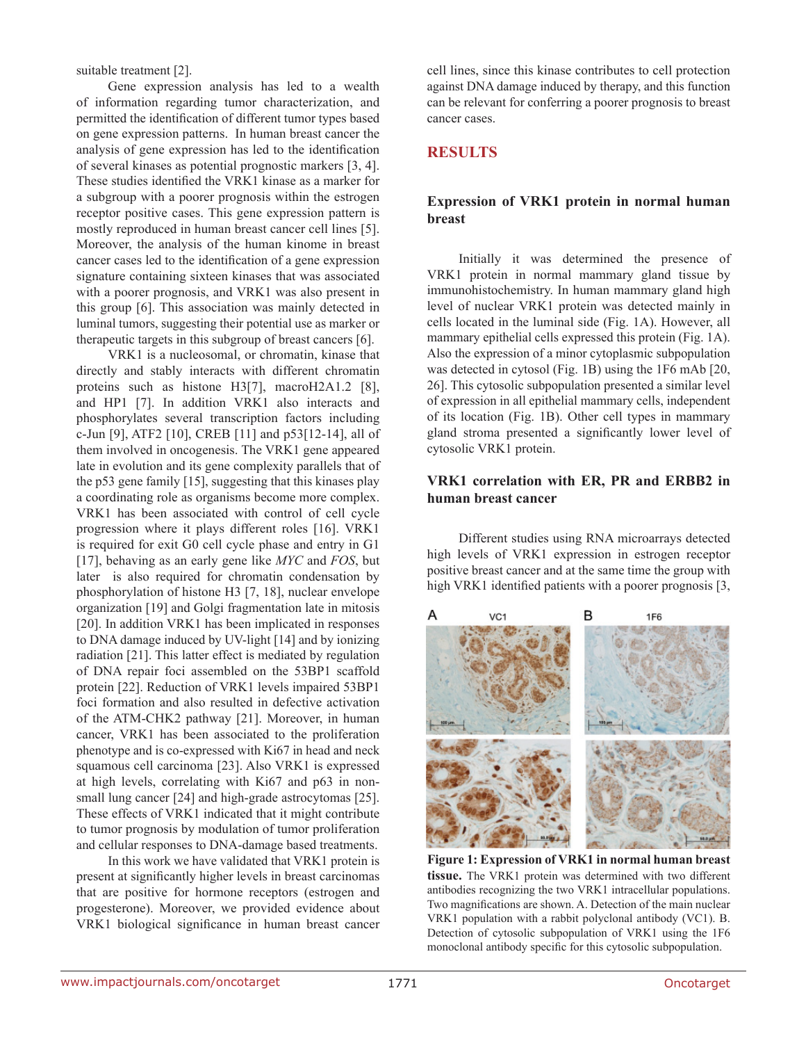suitable treatment [2].

Gene expression analysis has led to a wealth of information regarding tumor characterization, and permitted the identification of different tumor types based on gene expression patterns. In human breast cancer the analysis of gene expression has led to the identification of several kinases as potential prognostic markers [3, 4]. These studies identified the VRK1 kinase as a marker for a subgroup with a poorer prognosis within the estrogen receptor positive cases. This gene expression pattern is mostly reproduced in human breast cancer cell lines [5]. Moreover, the analysis of the human kinome in breast cancer cases led to the identification of a gene expression signature containing sixteen kinases that was associated with a poorer prognosis, and VRK1 was also present in this group [6]. This association was mainly detected in luminal tumors, suggesting their potential use as marker or therapeutic targets in this subgroup of breast cancers [6].

VRK1 is a nucleosomal, or chromatin, kinase that directly and stably interacts with different chromatin proteins such as histone H3[7], macroH2A1.2 [8], and HP1 [7]. In addition VRK1 also interacts and phosphorylates several transcription factors including c-Jun [9], ATF2 [10], CREB [11] and p53[12-14], all of them involved in oncogenesis. The VRK1 gene appeared late in evolution and its gene complexity parallels that of the p53 gene family [15], suggesting that this kinases play a coordinating role as organisms become more complex. VRK1 has been associated with control of cell cycle progression where it plays different roles [16]. VRK1 is required for exit G0 cell cycle phase and entry in G1 [17], behaving as an early gene like *MYC* and *FOS*, but later is also required for chromatin condensation by phosphorylation of histone H3 [7, 18], nuclear envelope organization [19] and Golgi fragmentation late in mitosis [20]. In addition VRK1 has been implicated in responses to DNA damage induced by UV-light [14] and by ionizing radiation [21]. This latter effect is mediated by regulation of DNA repair foci assembled on the 53BP1 scaffold protein [22]. Reduction of VRK1 levels impaired 53BP1 foci formation and also resulted in defective activation of the ATM-CHK2 pathway [21]. Moreover, in human cancer, VRK1 has been associated to the proliferation phenotype and is co-expressed with Ki67 in head and neck squamous cell carcinoma [23]. Also VRK1 is expressed at high levels, correlating with Ki67 and p63 in non-small lung cancer [24] and high-grade astrocytomas [25]. These effects of VRK1 indicated that it might contribute to tumor prognosis by modulation of tumor proliferation and cellular responses to DNA-damage based treatments.

In this work we have validated that VRK1 protein is present at significantly higher levels in breast carcinomas that are positive for hormone receptors (estrogen and progesterone). Moreover, we provided evidence about VRK1 biological significance in human breast cancer cell lines, since this kinase contributes to cell protection against DNA damage induced by therapy, and this function can be relevant for conferring a poorer prognosis to breast cancer cases.

## RESULTS

### Expression of VRK1 protein in normal human breast

Initially it was determined the presence of VRK1 protein in normal mammary gland tissue by immunohistochemistry. In human mammary gland high level of nuclear VRK1 protein was detected mainly in cells located in the luminal side (Fig. 1A). However, all mammary epithelial cells expressed this protein (Fig. 1A). Also the expression of a minor cytoplasmic subpopulation was detected in cytosol (Fig. 1B) using the 1F6 mAb [20, 26]. This cytosolic subpopulation presented a similar level of expression in all epithelial mammary cells, independent of its location (Fig. 1B). Other cell types in mammary gland stroma presented a significantly lower level of cytosolic VRK1 protein.

### VRK1 correlation with ER, PR and ERBB2 in human breast cancer

Different studies using RNA microarrays detected high levels of VRK1 expression in estrogen receptor positive breast cancer and at the same time the group with high VRK1 identified patients with a poorer prognosis [3,

A VC1

B 1F6

**Figure 1: Expression of VRK1 in normal human breast tissue.** The VRK1 protein was determined with two different antibodies recognizing the two VRK1 intracellular populations. Two magnifications are shown. A. Detection of the main nuclear VRK1 population with a rabbit polyclonal antibody (VC1). B. Detection of cytosolic subpopulation of VRK1 using the 1F6 monoclonal antibody specific for this cytosolic subpopulation.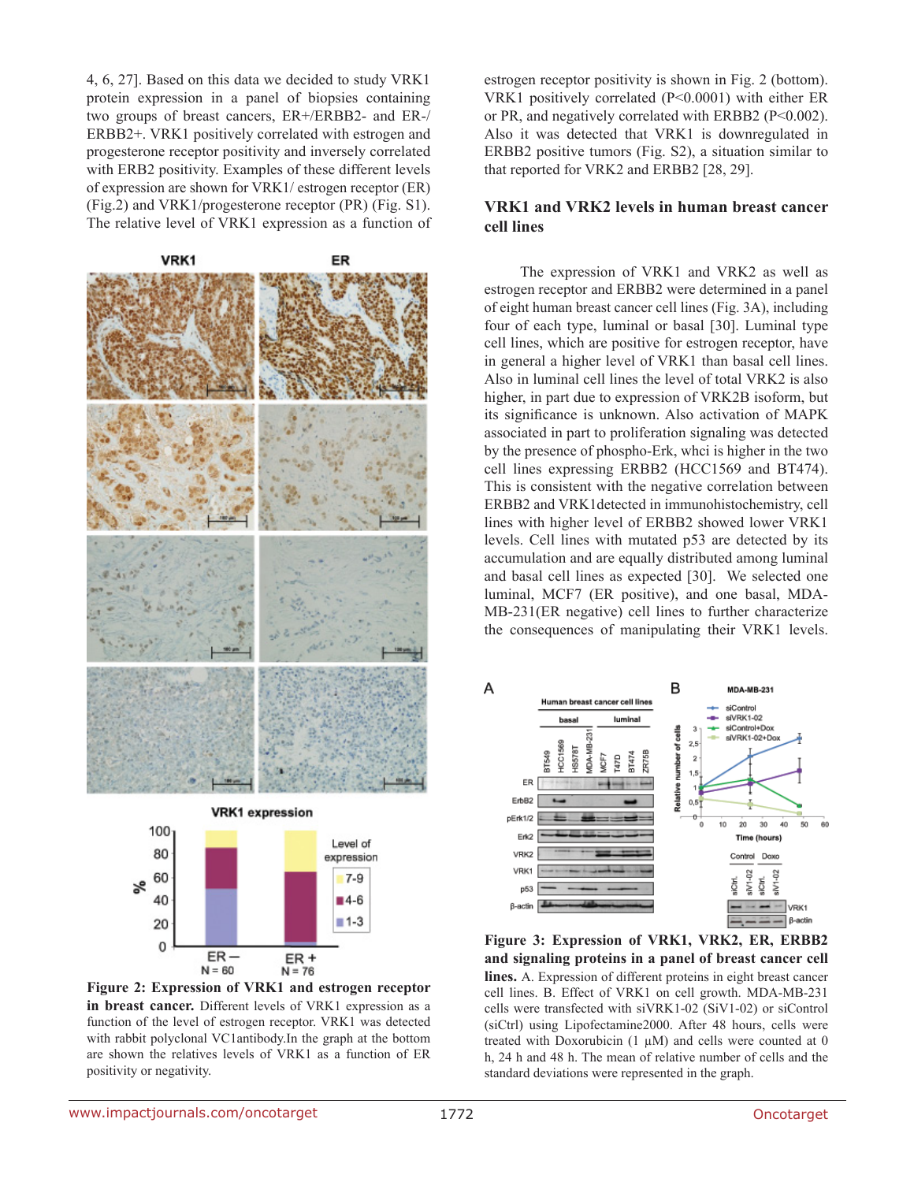4, 6, 27]. Based on this data we decided to study VRK1 protein expression in a panel of biopsies containing two groups of breast cancers, ER+/ERBB2- and ER-/ ERBB2+. VRK1 positively correlated with estrogen and progesterone receptor positivity and inversely correlated with ERB2 positivity. Examples of these different levels of expression are shown for VRK1/ estrogen receptor (ER) (Fig.2) and VRK1/progesterone receptor (PR) (Fig. S1). The relative level of VRK1 expression as a function of estrogen receptor positivity is shown in Fig. 2 (bottom). VRK1 positively correlated ($P<0.0001$) with either ER or PR, and negatively correlated with ERBB2 ($P<0.002$). Also it was detected that VRK1 is downregulated in ERBB2 positive tumors (Fig. S2), a situation similar to that reported for VRK2 and ERBB2 [28, 29].

VRK1

ER

VRK1 expression

100
80
60
40
20
0

%

ER –
N = 60

ER +
N = 76

Level of expression
7-9
4-6
1-3

**Figure 2: Expression of VRK1 and estrogen receptor in breast cancer.** Different levels of VRK1 expression as a function of the level of estrogen receptor. VRK1 was detected with rabbit polyclonal VC1antibody.In the graph at the bottom are shown the relatives levels of VRK1 as a function of ER positivity or negativity.

## VRK1 and VRK2 levels in human breast cancer cell lines

The expression of VRK1 and VRK2 as well as estrogen receptor and ERBB2 were determined in a panel of eight human breast cancer cell lines (Fig. 3A), including four of each type, luminal or basal [30]. Luminal type cell lines, which are positive for estrogen receptor, have in general a higher level of VRK1 than basal cell lines. Also in luminal cell lines the level of total VRK2 is also higher, in part due to expression of VRK2B isoform, but its significance is unknown. Also activation of MAPK associated in part to proliferation signaling was detected by the presence of phospho-Erk, whci is higher in the two cell lines expressing ERBB2 (HCC1569 and BT474). This is consistent with the negative correlation between ERBB2 and VRK1detected in immunohistochemistry, cell lines with higher level of ERBB2 showed lower VRK1 levels. Cell lines with mutated p53 are detected by its accumulation and are equally distributed among luminal and basal cell lines as expected [30]. We selected one luminal, MCF7 (ER positive), and one basal, MDA-MB-231(ER negative) cell lines to further characterize the consequences of manipulating their VRK1 levels.

A

Human breast cancer cell lines

basal

luminal

BT549
HCC1569
HS578T
MDA-MB-231
MCF7
T47D
BT474
ZR75B

ER
ErbB2
pErk1/2
Erk2
VRK2
VRK1
p53
β-actin

B

MDA-MB-231

siControl
siVRK1-02
siControl+Dox
siVRK1-02+Dox

Relative number of cells

3
2,5
2
1,5
1
0,5
0

0 10 20 30 40 50 60

Time (hours)

Control Doxo

siCtrl.
siV1-02
siCtrl.
siV1-02

VRK1
β-actin

**Figure 3: Expression of VRK1, VRK2, ER, ERBB2 and signaling proteins in a panel of breast cancer cell lines.** A. Expression of different proteins in eight breast cancer cell lines. B. Effect of VRK1 on cell growth. MDA-MB-231 cells were transfected with siVRK1-02 (SiV1-02) or siControl (siCtrl) using Lipofectamine2000. After 48 hours, cells were treated with Doxorubicin (1 μM) and cells were counted at 0 h, 24 h and 48 h. The mean of relative number of cells and the standard deviations were represented in the graph.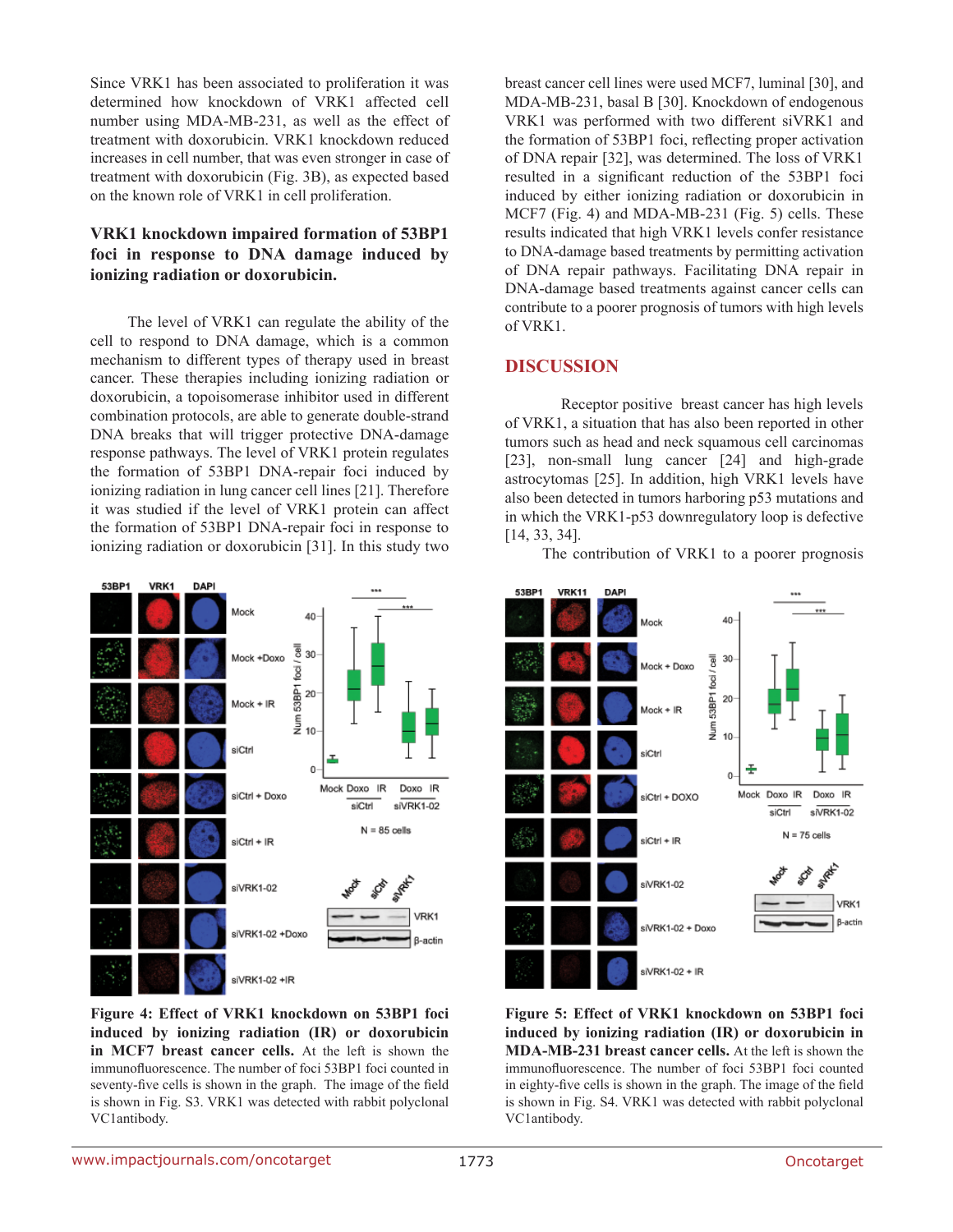Since VRK1 has been associated to proliferation it was determined how knockdown of VRK1 affected cell number using MDA-MB-231, as well as the effect of treatment with doxorubicin. VRK1 knockdown reduced increases in cell number, that was even stronger in case of treatment with doxorubicin (Fig. 3B), as expected based on the known role of VRK1 in cell proliferation.

### VRK1 knockdown impaired formation of 53BP1 foci in response to DNA damage induced by ionizing radiation or doxorubicin.

The level of VRK1 can regulate the ability of the cell to respond to DNA damage, which is a common mechanism to different types of therapy used in breast cancer. These therapies including ionizing radiation or doxorubicin, a topoisomerase inhibitor used in different combination protocols, are able to generate double-strand DNA breaks that will trigger protective DNA-damage response pathways. The level of VRK1 protein regulates the formation of 53BP1 DNA-repair foci induced by ionizing radiation in lung cancer cell lines [21]. Therefore it was studied if the level of VRK1 protein can affect the formation of 53BP1 DNA-repair foci in response to ionizing radiation or doxorubicin [31]. In this study two breast cancer cell lines were used MCF7, luminal [30], and MDA-MB-231, basal B [30]. Knockdown of endogenous VRK1 was performed with two different siVRK1 and the formation of 53BP1 foci, reflecting proper activation of DNA repair [32], was determined. The loss of VRK1 resulted in a significant reduction of the 53BP1 foci induced by either ionizing radiation or doxorubicin in MCF7 (Fig. 4) and MDA-MB-231 (Fig. 5) cells. These results indicated that high VRK1 levels confer resistance to DNA-damage based treatments by permitting activation of DNA repair pathways. Facilitating DNA repair in DNA-damage based treatments against cancer cells can contribute to a poorer prognosis of tumors with high levels of VRK1.

**Figure 4: Effect of VRK1 knockdown on 53BP1 foci induced by ionizing radiation (IR) or doxorubicin in MCF7 breast cancer cells.** At the left is shown the immunofluorescence. The number of foci 53BP1 foci counted in seventy-five cells is shown in the graph. The image of the field is shown in Fig. S3. VRK1 was detected with rabbit polyclonal VC1antibody.

**Figure 5: Effect of VRK1 knockdown on 53BP1 foci induced by ionizing radiation (IR) or doxorubicin in MDA-MB-231 breast cancer cells.** At the left is shown the immunofluorescence. The number of foci 53BP1 foci counted in eighty-five cells is shown in the graph. The image of the field is shown in Fig. S4. VRK1 was detected with rabbit polyclonal VC1antibody.

## DISCUSSION

Receptor positive breast cancer has high levels of VRK1, a situation that has also been reported in other tumors such as head and neck squamous cell carcinomas [23], non-small lung cancer [24] and high-grade astrocytomas [25]. In addition, high VRK1 levels have also been detected in tumors harboring p53 mutations and in which the VRK1-p53 downregulatory loop is defective [14, 33, 34].

The contribution of VRK1 to a poorer prognosis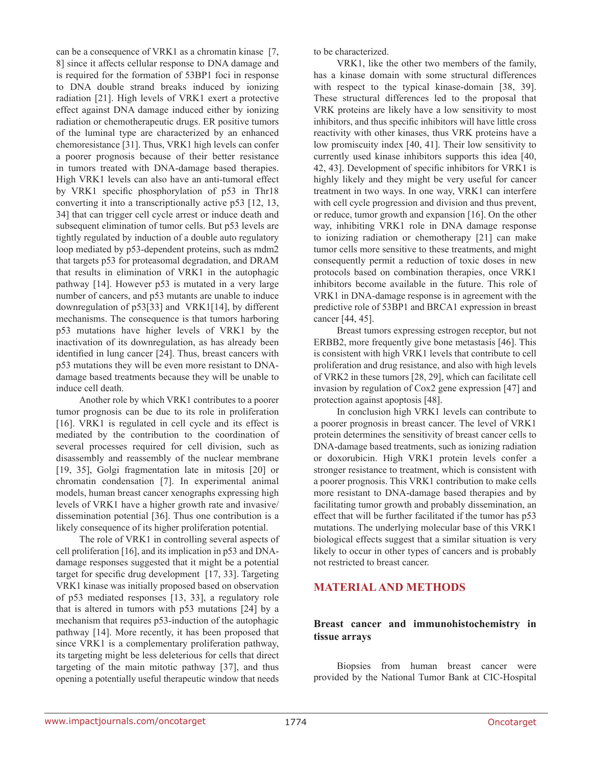can be a consequence of VRK1 as a chromatin kinase [7, 8] since it affects cellular response to DNA damage and is required for the formation of 53BP1 foci in response to DNA double strand breaks induced by ionizing radiation [21]. High levels of VRK1 exert a protective effect against DNA damage induced either by ionizing radiation or chemotherapeutic drugs. ER positive tumors of the luminal type are characterized by an enhanced chemoresistance [31]. Thus, VRK1 high levels can confer a poorer prognosis because of their better resistance in tumors treated with DNA-damage based therapies. High VRK1 levels can also have an anti-tumoral effect by VRK1 specific phosphorylation of p53 in Thr18 converting it into a transcriptionally active p53 [12, 13, 34] that can trigger cell cycle arrest or induce death and subsequent elimination of tumor cells. But p53 levels are tightly regulated by induction of a double auto regulatory loop mediated by p53-dependent proteins, such as mdm2 that targets p53 for proteasomal degradation, and DRAM that results in elimination of VRK1 in the autophagic pathway [14]. However p53 is mutated in a very large number of cancers, and p53 mutants are unable to induce downregulation of p53[33] and VRK1[14], by different mechanisms. The consequence is that tumors harboring p53 mutations have higher levels of VRK1 by the inactivation of its downregulation, as has already been identified in lung cancer [24]. Thus, breast cancers with p53 mutations they will be even more resistant to DNA-damage based treatments because they will be unable to induce cell death.

Another role by which VRK1 contributes to a poorer tumor prognosis can be due to its role in proliferation [16]. VRK1 is regulated in cell cycle and its effect is mediated by the contribution to the coordination of several processes required for cell division, such as disassembly and reassembly of the nuclear membrane [19, 35], Golgi fragmentation late in mitosis [20] or chromatin condensation [7]. In experimental animal models, human breast cancer xenographs expressing high levels of VRK1 have a higher growth rate and invasive/dissemination potential [36]. Thus one contribution is a likely consequence of its higher proliferation potential.

The role of VRK1 in controlling several aspects of cell proliferation [16], and its implication in p53 and DNA-damage responses suggested that it might be a potential target for specific drug development [17, 33]. Targeting VRK1 kinase was initially proposed based on observation of p53 mediated responses [13, 33], a regulatory role that is altered in tumors with p53 mutations [24] by a mechanism that requires p53-induction of the autophagic pathway [14]. More recently, it has been proposed that since VRK1 is a complementary proliferation pathway, its targeting might be less deleterious for cells that direct targeting of the main mitotic pathway [37], and thus opening a potentially useful therapeutic window that needs to be characterized.

VRK1, like the other two members of the family, has a kinase domain with some structural differences with respect to the typical kinase-domain [38, 39]. These structural differences led to the proposal that VRK proteins are likely have a low sensitivity to most inhibitors, and thus specific inhibitors will have little cross reactivity with other kinases, thus VRK proteins have a low promiscuity index [40, 41]. Their low sensitivity to currently used kinase inhibitors supports this idea [40, 42, 43]. Development of specific inhibitors for VRK1 is highly likely and they might be very useful for cancer treatment in two ways. In one way, VRK1 can interfere with cell cycle progression and division and thus prevent, or reduce, tumor growth and expansion [16]. On the other way, inhibiting VRK1 role in DNA damage response to ionizing radiation or chemotherapy [21] can make tumor cells more sensitive to these treatments, and might consequently permit a reduction of toxic doses in new protocols based on combination therapies, once VRK1 inhibitors become available in the future. This role of VRK1 in DNA-damage response is in agreement with the predictive role of 53BP1 and BRCA1 expression in breast cancer [44, 45].

Breast tumors expressing estrogen receptor, but not ERBB2, more frequently give bone metastasis [46]. This is consistent with high VRK1 levels that contribute to cell proliferation and drug resistance, and also with high levels of VRK2 in these tumors [28, 29], which can facilitate cell invasion by regulation of Cox2 gene expression [47] and protection against apoptosis [48].

In conclusion high VRK1 levels can contribute to a poorer prognosis in breast cancer. The level of VRK1 protein determines the sensitivity of breast cancer cells to DNA-damage based treatments, such as ionizing radiation or doxorubicin. High VRK1 protein levels confer a stronger resistance to treatment, which is consistent with a poorer prognosis. This VRK1 contribution to make cells more resistant to DNA-damage based therapies and by facilitating tumor growth and probably dissemination, an effect that will be further facilitated if the tumor has p53 mutations. The underlying molecular base of this VRK1 biological effects suggest that a similar situation is very likely to occur in other types of cancers and is probably not restricted to breast cancer.

## MATERIAL AND METHODS

### Breast cancer and immunohistochemistry in tissue arrays

Biopsies from human breast cancer were provided by the National Tumor Bank at CIC-Hospital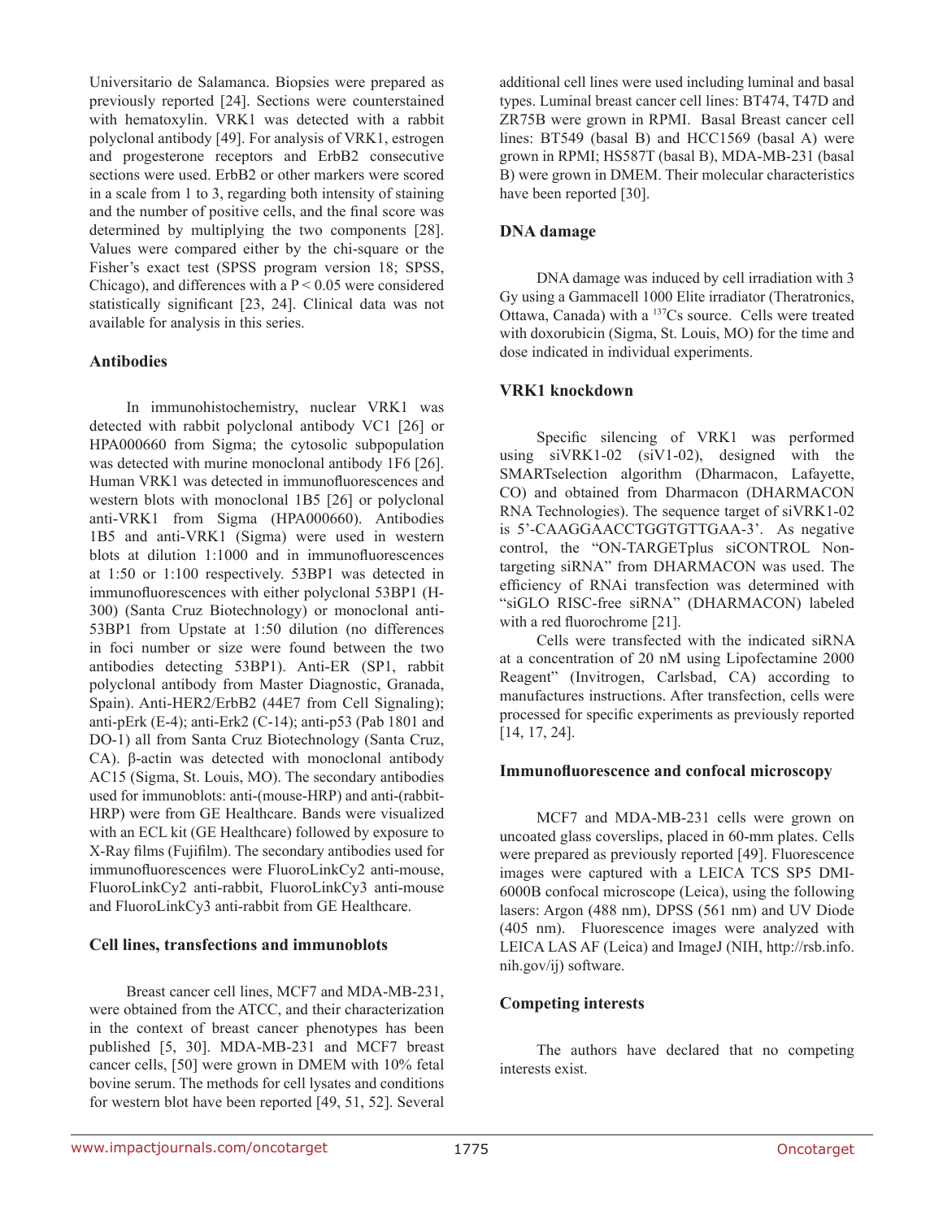Universitario de Salamanca. Biopsies were prepared as previously reported [24]. Sections were counterstained with hematoxylin. VRK1 was detected with a rabbit polyclonal antibody [49]. For analysis of VRK1, estrogen and progesterone receptors and ErbB2 consecutive sections were used. ErbB2 or other markers were scored in a scale from 1 to 3, regarding both intensity of staining and the number of positive cells, and the final score was determined by multiplying the two components [28]. Values were compared either by the chi-square or the Fisher's exact test (SPSS program version 18; SPSS, Chicago), and differences with a $P < 0.05$ were considered statistically significant [23, 24]. Clinical data was not available for analysis in this series.

## Antibodies

In immunohistochemistry, nuclear VRK1 was detected with rabbit polyclonal antibody VC1 [26] or HPA000660 from Sigma; the cytosolic subpopulation was detected with murine monoclonal antibody 1F6 [26]. Human VRK1 was detected in immunofluorescences and western blots with monoclonal 1B5 [26] or polyclonal anti-VRK1 from Sigma (HPA000660). Antibodies 1B5 and anti-VRK1 (Sigma) were used in western blots at dilution 1:1000 and in immunofluorescences at 1:50 or 1:100 respectively. 53BP1 was detected in immunofluorescences with either polyclonal 53BP1 (H-300) (Santa Cruz Biotechnology) or monoclonal anti-53BP1 from Upstate at 1:50 dilution (no differences in foci number or size were found between the two antibodies detecting 53BP1). Anti-ER (SP1, rabbit polyclonal antibody from Master Diagnostic, Granada, Spain). Anti-HER2/ErbB2 (44E7 from Cell Signaling); anti-pErk (E-4); anti-Erk2 (C-14); anti-p53 (Pab 1801 and DO-1) all from Santa Cruz Biotechnology (Santa Cruz, CA). β-actin was detected with monoclonal antibody AC15 (Sigma, St. Louis, MO). The secondary antibodies used for immunoblots: anti-(mouse-HRP) and anti-(rabbit-HRP) were from GE Healthcare. Bands were visualized with an ECL kit (GE Healthcare) followed by exposure to X-Ray films (Fujifilm). The secondary antibodies used for immunofluorescences were FluoroLinkCy2 anti-mouse, FluoroLinkCy2 anti-rabbit, FluoroLinkCy3 anti-mouse and FluoroLinkCy3 anti-rabbit from GE Healthcare.

## Cell lines, transfections and immunoblots

Breast cancer cell lines, MCF7 and MDA-MB-231, were obtained from the ATCC, and their characterization in the context of breast cancer phenotypes has been published [5, 30]. MDA-MB-231 and MCF7 breast cancer cells, [50] were grown in DMEM with 10% fetal bovine serum. The methods for cell lysates and conditions for western blot have been reported [49, 51, 52]. Several additional cell lines were used including luminal and basal types. Luminal breast cancer cell lines: BT474, T47D and ZR75B were grown in RPMI. Basal Breast cancer cell lines: BT549 (basal B) and HCC1569 (basal A) were grown in RPMI; HS587T (basal B), MDA-MB-231 (basal B) were grown in DMEM. Their molecular characteristics have been reported [30].

## DNA damage

DNA damage was induced by cell irradiation with 3 Gy using a Gammacell 1000 Elite irradiator (Theratronics, Ottawa, Canada) with a $^{137}$Cs source. Cells were treated with doxorubicin (Sigma, St. Louis, MO) for the time and dose indicated in individual experiments.

## VRK1 knockdown

Specific silencing of VRK1 was performed using siVRK1-02 (siV1-02), designed with the SMARTselection algorithm (Dharmacon, Lafayette, CO) and obtained from Dharmacon (DHARMACON RNA Technologies). The sequence target of siVRK1-02 is 5'-CAAGGAACCTGGTGTTGAA-3'. As negative control, the "ON-TARGETplus siCONTROL Non-targeting siRNA" from DHARMACON was used. The efficiency of RNAi transfection was determined with "siGLO RISC-free siRNA" (DHARMACON) labeled with a red fluorochrome [21].

Cells were transfected with the indicated siRNA at a concentration of 20 nM using Lipofectamine 2000 Reagent" (Invitrogen, Carlsbad, CA) according to manufactures instructions. After transfection, cells were processed for specific experiments as previously reported [14, 17, 24].

## Immunofluorescence and confocal microscopy

MCF7 and MDA-MB-231 cells were grown on uncoated glass coverslips, placed in 60-mm plates. Cells were prepared as previously reported [49]. Fluorescence images were captured with a LEICA TCS SP5 DMI-6000B confocal microscope (Leica), using the following lasers: Argon (488 nm), DPSS (561 nm) and UV Diode (405 nm). Fluorescence images were analyzed with LEICA LAS AF (Leica) and ImageJ (NIH, http://rsb.info.nih.gov/ij) software.

## Competing interests

The authors have declared that no competing interests exist.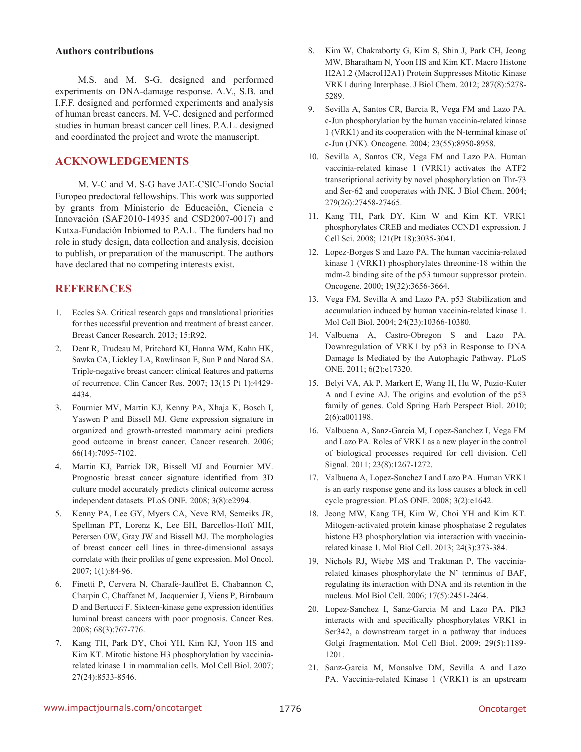### Authors contributions

M.S. and M. S-G. designed and performed experiments on DNA-damage response. A.V., S.B. and I.F.F. designed and performed experiments and analysis of human breast cancers. M. V-C. designed and performed studies in human breast cancer cell lines. P.A.L. designed and coordinated the project and wrote the manuscript.

## ACKNOWLEDGEMENTS

M. V-C and M. S-G have JAE-CSIC-Fondo Social Europeo predoctoral fellowships. This work was supported by grants from Ministerio de Educación, Ciencia e Innovación (SAF2010-14935 and CSD2007-0017) and Kutxa-Fundación Inbiomed to P.A.L. The funders had no role in study design, data collection and analysis, decision to publish, or preparation of the manuscript. The authors have declared that no competing interests exist.

## REFERENCES

1. Eccles SA. Critical research gaps and translational priorities for thes uccessful prevention and treatment of breast cancer. Breast Cancer Research. 2013; 15:R92.
2. Dent R, Trudeau M, Pritchard KI, Hanna WM, Kahn HK, Sawka CA, Lickley LA, Rawlinson E, Sun P and Narod SA. Triple-negative breast cancer: clinical features and patterns of recurrence. Clin Cancer Res. 2007; 13(15 Pt 1):4429-4434.
3. Fournier MV, Martin KJ, Kenny PA, Xhaja K, Bosch I, Yaswen P and Bissell MJ. Gene expression signature in organized and growth-arrested mammary acini predicts good outcome in breast cancer. Cancer research. 2006; 66(14):7095-7102.
4. Martin KJ, Patrick DR, Bissell MJ and Fournier MV. Prognostic breast cancer signature identified from 3D culture model accurately predicts clinical outcome across independent datasets. PLoS ONE. 2008; 3(8):e2994.
5. Kenny PA, Lee GY, Myers CA, Neve RM, Semeiks JR, Spellman PT, Lorenz K, Lee EH, Barcellos-Hoff MH, Petersen OW, Gray JW and Bissell MJ. The morphologies of breast cancer cell lines in three-dimensional assays correlate with their profiles of gene expression. Mol Oncol. 2007; 1(1):84-96.
6. Finetti P, Cervera N, Charafe-Jauffret E, Chabannon C, Charpin C, Chaffanet M, Jacquemier J, Viens P, Birnbaum D and Bertucci F. Sixteen-kinase gene expression identifies luminal breast cancers with poor prognosis. Cancer Res. 2008; 68(3):767-776.
7. Kang TH, Park DY, Choi YH, Kim KJ, Yoon HS and Kim KT. Mitotic histone H3 phosphorylation by vaccinia-related kinase 1 in mammalian cells. Mol Cell Biol. 2007; 27(24):8533-8546.
8. Kim W, Chakraborty G, Kim S, Shin J, Park CH, Jeong MW, Bharatham N, Yoon HS and Kim KT. Macro Histone H2A1.2 (MacroH2A1) Protein Suppresses Mitotic Kinase VRK1 during Interphase. J Biol Chem. 2012; 287(8):5278-5289.
9. Sevilla A, Santos CR, Barcia R, Vega FM and Lazo PA. c-Jun phosphorylation by the human vaccinia-related kinase 1 (VRK1) and its cooperation with the N-terminal kinase of c-Jun (JNK). Oncogene. 2004; 23(55):8950-8958.
10. Sevilla A, Santos CR, Vega FM and Lazo PA. Human vaccinia-related kinase 1 (VRK1) activates the ATF2 transcriptional activity by novel phosphorylation on Thr-73 and Ser-62 and cooperates with JNK. J Biol Chem. 2004; 279(26):27458-27465.
11. Kang TH, Park DY, Kim W and Kim KT. VRK1 phosphorylates CREB and mediates CCND1 expression. J Cell Sci. 2008; 121(Pt 18):3035-3041.
12. Lopez-Borges S and Lazo PA. The human vaccinia-related kinase 1 (VRK1) phosphorylates threonine-18 within the mdm-2 binding site of the p53 tumour suppressor protein. Oncogene. 2000; 19(32):3656-3664.
13. Vega FM, Sevilla A and Lazo PA. p53 Stabilization and accumulation induced by human vaccinia-related kinase 1. Mol Cell Biol. 2004; 24(23):10366-10380.
14. Valbuena A, Castro-Obregon S and Lazo PA. Downregulation of VRK1 by p53 in Response to DNA Damage Is Mediated by the Autophagic Pathway. PLoS ONE. 2011; 6(2):e17320.
15. Belyi VA, Ak P, Markert E, Wang H, Hu W, Puzio-Kuter A and Levine AJ. The origins and evolution of the p53 family of genes. Cold Spring Harb Perspect Biol. 2010; 2(6):a001198.
16. Valbuena A, Sanz-Garcia M, Lopez-Sanchez I, Vega FM and Lazo PA. Roles of VRK1 as a new player in the control of biological processes required for cell division. Cell Signal. 2011; 23(8):1267-1272.
17. Valbuena A, Lopez-Sanchez I and Lazo PA. Human VRK1 is an early response gene and its loss causes a block in cell cycle progression. PLoS ONE. 2008; 3(2):e1642.
18. Jeong MW, Kang TH, Kim W, Choi YH and Kim KT. Mitogen-activated protein kinase phosphatase 2 regulates histone H3 phosphorylation via interaction with vaccinia-related kinase 1. Mol Biol Cell. 2013; 24(3):373-384.
19. Nichols RJ, Wiebe MS and Traktman P. The vaccinia-related kinases phosphorylate the N' terminus of BAF, regulating its interaction with DNA and its retention in the nucleus. Mol Biol Cell. 2006; 17(5):2451-2464.
20. Lopez-Sanchez I, Sanz-Garcia M and Lazo PA. Plk3 interacts with and specifically phosphorylates VRK1 in Ser342, a downstream target in a pathway that induces Golgi fragmentation. Mol Cell Biol. 2009; 29(5):1189-1201.
21. Sanz-Garcia M, Monsalve DM, Sevilla A and Lazo PA. Vaccinia-related Kinase 1 (VRK1) is an upstream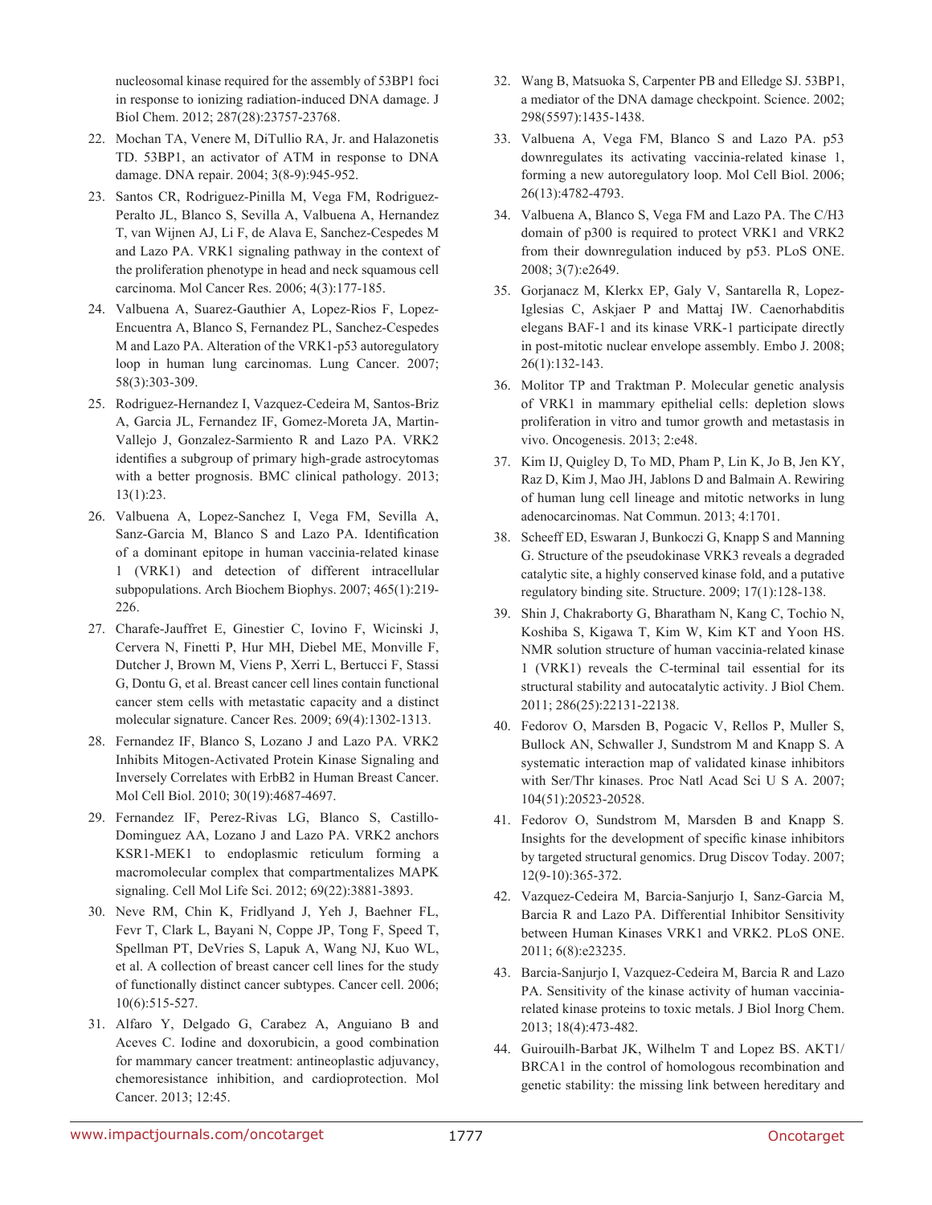nucleosomal kinase required for the assembly of 53BP1 foci in response to ionizing radiation-induced DNA damage. J Biol Chem. 2012; 287(28):23757-23768.

22. Mochan TA, Venere M, DiTullio RA, Jr. and Halazonetis TD. 53BP1, an activator of ATM in response to DNA damage. DNA repair. 2004; 3(8-9):945-952.

23. Santos CR, Rodriguez-Pinilla M, Vega FM, Rodriguez-Peralto JL, Blanco S, Sevilla A, Valbuena A, Hernandez T, van Wijnen AJ, Li F, de Alava E, Sanchez-Cespedes M and Lazo PA. VRK1 signaling pathway in the context of the proliferation phenotype in head and neck squamous cell carcinoma. Mol Cancer Res. 2006; 4(3):177-185.

24. Valbuena A, Suarez-Gauthier A, Lopez-Rios F, Lopez-Encuentra A, Blanco S, Fernandez PL, Sanchez-Cespedes M and Lazo PA. Alteration of the VRK1-p53 autoregulatory loop in human lung carcinomas. Lung Cancer. 2007; 58(3):303-309.

25. Rodriguez-Hernandez I, Vazquez-Cedeira M, Santos-Briz A, Garcia JL, Fernandez IF, Gomez-Moreta JA, Martin-Vallejo J, Gonzalez-Sarmiento R and Lazo PA. VRK2 identifies a subgroup of primary high-grade astrocytomas with a better prognosis. BMC clinical pathology. 2013; 13(1):23.

26. Valbuena A, Lopez-Sanchez I, Vega FM, Sevilla A, Sanz-Garcia M, Blanco S and Lazo PA. Identification of a dominant epitope in human vaccinia-related kinase 1 (VRK1) and detection of different intracellular subpopulations. Arch Biochem Biophys. 2007; 465(1):219-226.

27. Charafe-Jauffret E, Ginestier C, Iovino F, Wicinski J, Cervera N, Finetti P, Hur MH, Diebel ME, Monville F, Dutcher J, Brown M, Viens P, Xerri L, Bertucci F, Stassi G, Dontu G, et al. Breast cancer cell lines contain functional cancer stem cells with metastatic capacity and a distinct molecular signature. Cancer Res. 2009; 69(4):1302-1313.

28. Fernandez IF, Blanco S, Lozano J and Lazo PA. VRK2 Inhibits Mitogen-Activated Protein Kinase Signaling and Inversely Correlates with ErbB2 in Human Breast Cancer. Mol Cell Biol. 2010; 30(19):4687-4697.

29. Fernandez IF, Perez-Rivas LG, Blanco S, Castillo-Dominguez AA, Lozano J and Lazo PA. VRK2 anchors KSR1-MEK1 to endoplasmic reticulum forming a macromolecular complex that compartmentalizes MAPK signaling. Cell Mol Life Sci. 2012; 69(22):3881-3893.

30. Neve RM, Chin K, Fridlyand J, Yeh J, Baehner FL, Fevr T, Clark L, Bayani N, Coppe JP, Tong F, Speed T, Spellman PT, DeVries S, Lapuk A, Wang NJ, Kuo WL, et al. A collection of breast cancer cell lines for the study of functionally distinct cancer subtypes. Cancer cell. 2006; 10(6):515-527.

31. Alfaro Y, Delgado G, Carabez A, Anguiano B and Aceves C. Iodine and doxorubicin, a good combination for mammary cancer treatment: antineoplastic adjuvancy, chemoresistance inhibition, and cardioprotection. Mol Cancer. 2013; 12:45.

32. Wang B, Matsuoka S, Carpenter PB and Elledge SJ. 53BP1, a mediator of the DNA damage checkpoint. Science. 2002; 298(5597):1435-1438.

33. Valbuena A, Vega FM, Blanco S and Lazo PA. p53 downregulates its activating vaccinia-related kinase 1, forming a new autoregulatory loop. Mol Cell Biol. 2006; 26(13):4782-4793.

34. Valbuena A, Blanco S, Vega FM and Lazo PA. The C/H3 domain of p300 is required to protect VRK1 and VRK2 from their downregulation induced by p53. PLoS ONE. 2008; 3(7):e2649.

35. Gorjanacz M, Klerkx EP, Galy V, Santarella R, Lopez-Iglesias C, Askjaer P and Mattaj IW. Caenorhabditis elegans BAF-1 and its kinase VRK-1 participate directly in post-mitotic nuclear envelope assembly. Embo J. 2008; 26(1):132-143.

36. Molitor TP and Traktman P. Molecular genetic analysis of VRK1 in mammary epithelial cells: depletion slows proliferation in vitro and tumor growth and metastasis in vivo. Oncogenesis. 2013; 2:e48.

37. Kim IJ, Quigley D, To MD, Pham P, Lin K, Jo B, Jen KY, Raz D, Kim J, Mao JH, Jablons D and Balmain A. Rewiring of human lung cell lineage and mitotic networks in lung adenocarcinomas. Nat Commun. 2013; 4:1701.

38. Scheeff ED, Eswaran J, Bunkoczi G, Knapp S and Manning G. Structure of the pseudokinase VRK3 reveals a degraded catalytic site, a highly conserved kinase fold, and a putative regulatory binding site. Structure. 2009; 17(1):128-138.

39. Shin J, Chakraborty G, Bharatham N, Kang C, Tochio N, Koshiba S, Kigawa T, Kim W, Kim KT and Yoon HS. NMR solution structure of human vaccinia-related kinase 1 (VRK1) reveals the C-terminal tail essential for its structural stability and autocatalytic activity. J Biol Chem. 2011; 286(25):22131-22138.

40. Fedorov O, Marsden B, Pogacic V, Rellos P, Muller S, Bullock AN, Schwaller J, Sundstrom M and Knapp S. A systematic interaction map of validated kinase inhibitors with Ser/Thr kinases. Proc Natl Acad Sci U S A. 2007; 104(51):20523-20528.

41. Fedorov O, Sundstrom M, Marsden B and Knapp S. Insights for the development of specific kinase inhibitors by targeted structural genomics. Drug Discov Today. 2007; 12(9-10):365-372.

42. Vazquez-Cedeira M, Barcia-Sanjurjo I, Sanz-Garcia M, Barcia R and Lazo PA. Differential Inhibitor Sensitivity between Human Kinases VRK1 and VRK2. PLoS ONE. 2011; 6(8):e23235.

43. Barcia-Sanjurjo I, Vazquez-Cedeira M, Barcia R and Lazo PA. Sensitivity of the kinase activity of human vaccinia-related kinase proteins to toxic metals. J Biol Inorg Chem. 2013; 18(4):473-482.

44. Guirouilh-Barbat JK, Wilhelm T and Lopez BS. AKT1/BRCA1 in the control of homologous recombination and genetic stability: the missing link between hereditary and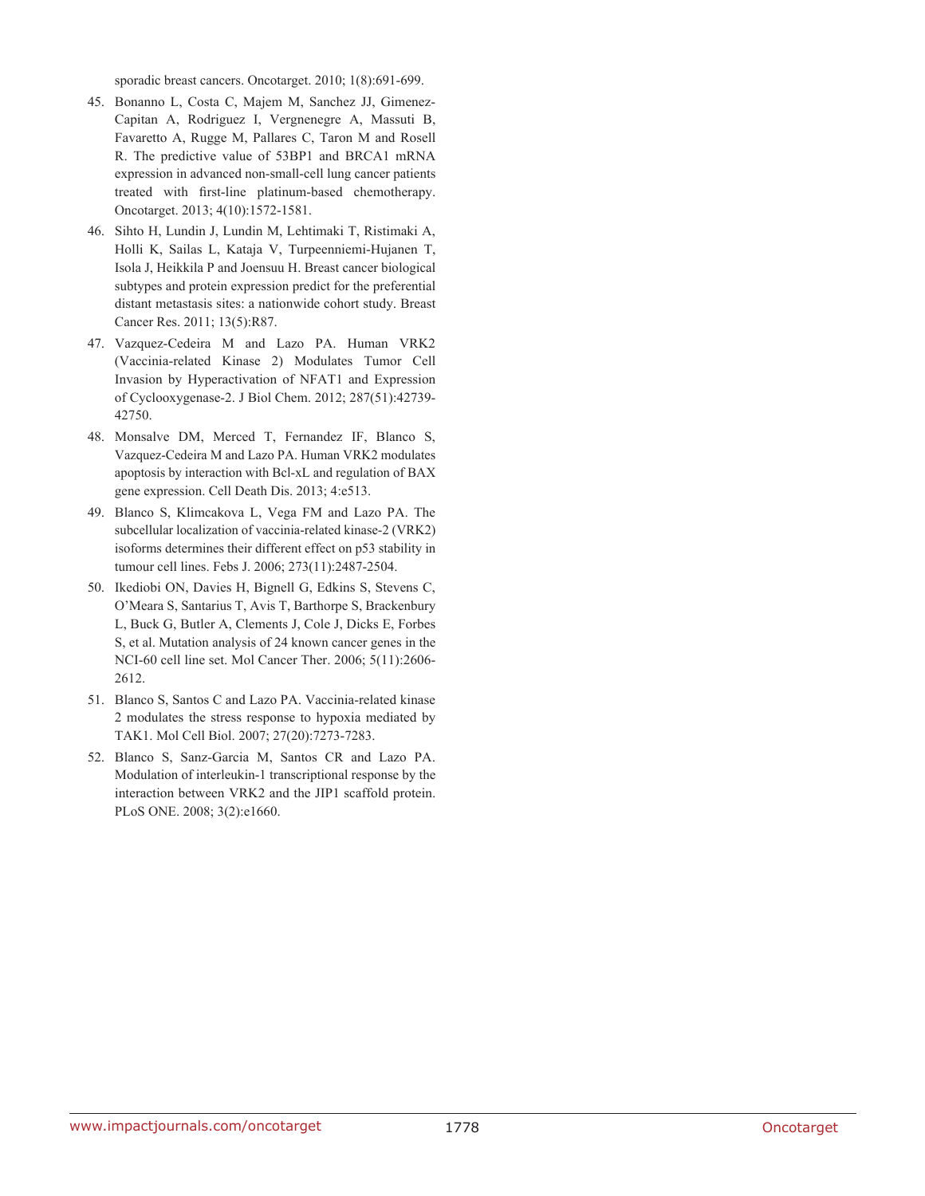sporadic breast cancers. Oncotarget. 2010; 1(8):691-699.

45. Bonanno L, Costa C, Majem M, Sanchez JJ, Gimenez-Capitan A, Rodriguez I, Vergnenegre A, Massuti B, Favaretto A, Rugge M, Pallares C, Taron M and Rosell R. The predictive value of 53BP1 and BRCA1 mRNA expression in advanced non-small-cell lung cancer patients treated with first-line platinum-based chemotherapy. Oncotarget. 2013; 4(10):1572-1581.

46. Sihto H, Lundin J, Lundin M, Lehtimaki T, Ristimaki A, Holli K, Sailas L, Kataja V, Turpeenniemi-Hujanen T, Isola J, Heikkila P and Joensuu H. Breast cancer biological subtypes and protein expression predict for the preferential distant metastasis sites: a nationwide cohort study. Breast Cancer Res. 2011; 13(5):R87.

47. Vazquez-Cedeira M and Lazo PA. Human VRK2 (Vaccinia-related Kinase 2) Modulates Tumor Cell Invasion by Hyperactivation of NFAT1 and Expression of Cyclooxygenase-2. J Biol Chem. 2012; 287(51):42739-42750.

48. Monsalve DM, Merced T, Fernandez IF, Blanco S, Vazquez-Cedeira M and Lazo PA. Human VRK2 modulates apoptosis by interaction with Bcl-xL and regulation of BAX gene expression. Cell Death Dis. 2013; 4:e513.

49. Blanco S, Klimcakova L, Vega FM and Lazo PA. The subcellular localization of vaccinia-related kinase-2 (VRK2) isoforms determines their different effect on p53 stability in tumour cell lines. Febs J. 2006; 273(11):2487-2504.

50. Ikediobi ON, Davies H, Bignell G, Edkins S, Stevens C, O'Meara S, Santarius T, Avis T, Barthorpe S, Brackenbury L, Buck G, Butler A, Clements J, Cole J, Dicks E, Forbes S, et al. Mutation analysis of 24 known cancer genes in the NCI-60 cell line set. Mol Cancer Ther. 2006; 5(11):2606-2612.

51. Blanco S, Santos C and Lazo PA. Vaccinia-related kinase 2 modulates the stress response to hypoxia mediated by TAK1. Mol Cell Biol. 2007; 27(20):7273-7283.

52. Blanco S, Sanz-Garcia M, Santos CR and Lazo PA. Modulation of interleukin-1 transcriptional response by the interaction between VRK2 and the JIP1 scaffold protein. PLoS ONE. 2008; 3(2):e1660.